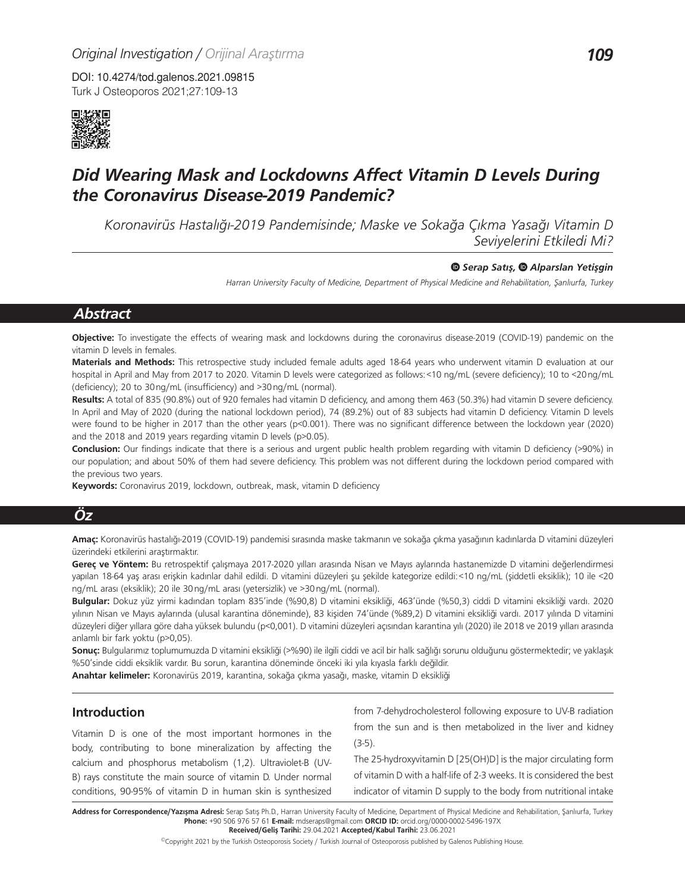Original Investigation / Orijinal Araştırma

DOI: 10.4274/tod.galenos.2021.09815

# Did Wearing Mask and Lockdowns Affect Vitamin D Levels During the Coronavirus Disease-2019 Pandemic?

*Koronavirüs Hastalığı-2019 Pandemisinde; Maske ve Sokağa Çıkma Yasağı Vitamin D Seviyelerini Etkiledi Mi?*

**Serap Satış, Alparslan Yetişgin**

*Harran University Faculty of Medicine, Department of Physical Medicine and Rehabilitation, Şanlıurfa, Turkey*

## Abstract

**Objective:** To investigate the effects of wearing mask and lockdowns during the coronavirus disease-2019 (COVID-19) pandemic on the vitamin D levels in females.

**Materials and Methods:** This retrospective study included female adults aged 18-64 years who underwent vitamin D evaluation at our hospital in April and May from 2017 to 2020. Vitamin D levels were categorized as follows: <10 ng/mL (severe deficiency); 10 to <20 ng/mL (deficiency); 20 to 30 ng/mL (insufficiency) and >30 ng/mL (normal).

**Results:** A total of 835 (90.8%) out of 920 females had vitamin D deficiency, and among them 463 (50.3%) had vitamin D severe deficiency. In April and May of 2020 (during the national lockdown period), 74 (89.2%) out of 83 subjects had vitamin D deficiency. Vitamin D levels were found to be higher in 2017 than the other years ($p<0.001$). There was no significant difference between the lockdown year (2020) and the 2018 and 2019 years regarding vitamin D levels ($p>0.05$).

**Conclusion:** Our findings indicate that there is a serious and urgent public health problem regarding with vitamin D deficiency (>90%) in our population; and about 50% of them had severe deficiency. This problem was not different during the lockdown period compared with the previous two years.

**Keywords:** Coronavirus 2019, lockdown, outbreak, mask, vitamin D deficiency

## Öz

**Amaç:** Koronavirüs hastalığı-2019 (COVID-19) pandemisi sırasında maske takmanın ve sokağa çıkma yasağının kadınlarda D vitamini düzeyleri üzerindeki etkilerini araştırmaktır.

**Gereç ve Yöntem:** Bu retrospektif çalışmaya 2017-2020 yılları arasında Nisan ve Mayıs aylarında hastanemizde D vitamini değerlendirmesi yapılan 18-64 yaş arası erişkin kadınlar dahil edildi. D vitamini düzeyleri şu şekilde kategorize edildi: <10 ng/mL (şiddetli eksiklik); 10 ile <20 ng/mL arası (eksiklik); 20 ile 30 ng/mL arası (yetersizlik) ve >30 ng/mL (normal).

**Bulgular:** Dokuz yüz yirmi kadından toplam 835'inde (%90,8) D vitamini eksikliği, 463'ünde (%50,3) ciddi D vitamini eksikliği vardı. 2020 yılının Nisan ve Mayıs aylarında (ulusal karantina döneminde), 83 kişiden 74'ünde (%89,2) D vitamini eksikliği vardı. 2017 yılında D vitamini düzeyleri diğer yıllara göre daha yüksek bulundu ($p<0,001$). D vitamini düzeyleri açısından karantina yılı (2020) ile 2018 ve 2019 yılları arasında anlamlı bir fark yoktu ($p>0,05$).

**Sonuç:** Bulgularımız toplumumuzda D vitamini eksikliği (>%90) ile ilgili ciddi ve acil bir halk sağlığı sorunu olduğunu göstermektedir; ve yaklaşık %50'sinde ciddi eksiklik vardır. Bu sorun, karantina döneminde önceki iki yıla kıyasla farklı değildir.

**Anahtar kelimeler:** Koronavirüs 2019, karantina, sokağa çıkma yasağı, maske, vitamin D eksikliği

## Introduction

Vitamin D is one of the most important hormones in the body, contributing to bone mineralization by affecting the calcium and phosphorus metabolism (1,2). Ultraviolet-B (UV-B) rays constitute the main source of vitamin D. Under normal conditions, 90-95% of vitamin D in human skin is synthesized from 7-dehydrocholesterol following exposure to UV-B radiation from the sun and is then metabolized in the liver and kidney (3-5).

The 25-hydroxyvitamin D [25(OH)D] is the major circulating form of vitamin D with a half-life of 2-3 weeks. It is considered the best indicator of vitamin D supply to the body from nutritional intake

**Address for Correspondence/Yazışma Adresi:** Serap Satış Ph.D., Harran University Faculty of Medicine, Department of Physical Medicine and Rehabilitation, Şanlıurfa, Turkey
**Phone:** +90 506 976 57 61 **E-mail:** mdseraps@gmail.com **ORCID ID:** orcid.org/0000-0002-5496-197X
**Received/Geliş Tarihi:** 29.04.2021 **Accepted/Kabul Tarihi:** 23.06.2021

©Copyright 2021 by the Turkish Osteoporosis Society / Turkish Journal of Osteoporosis published by Galenos Publishing House.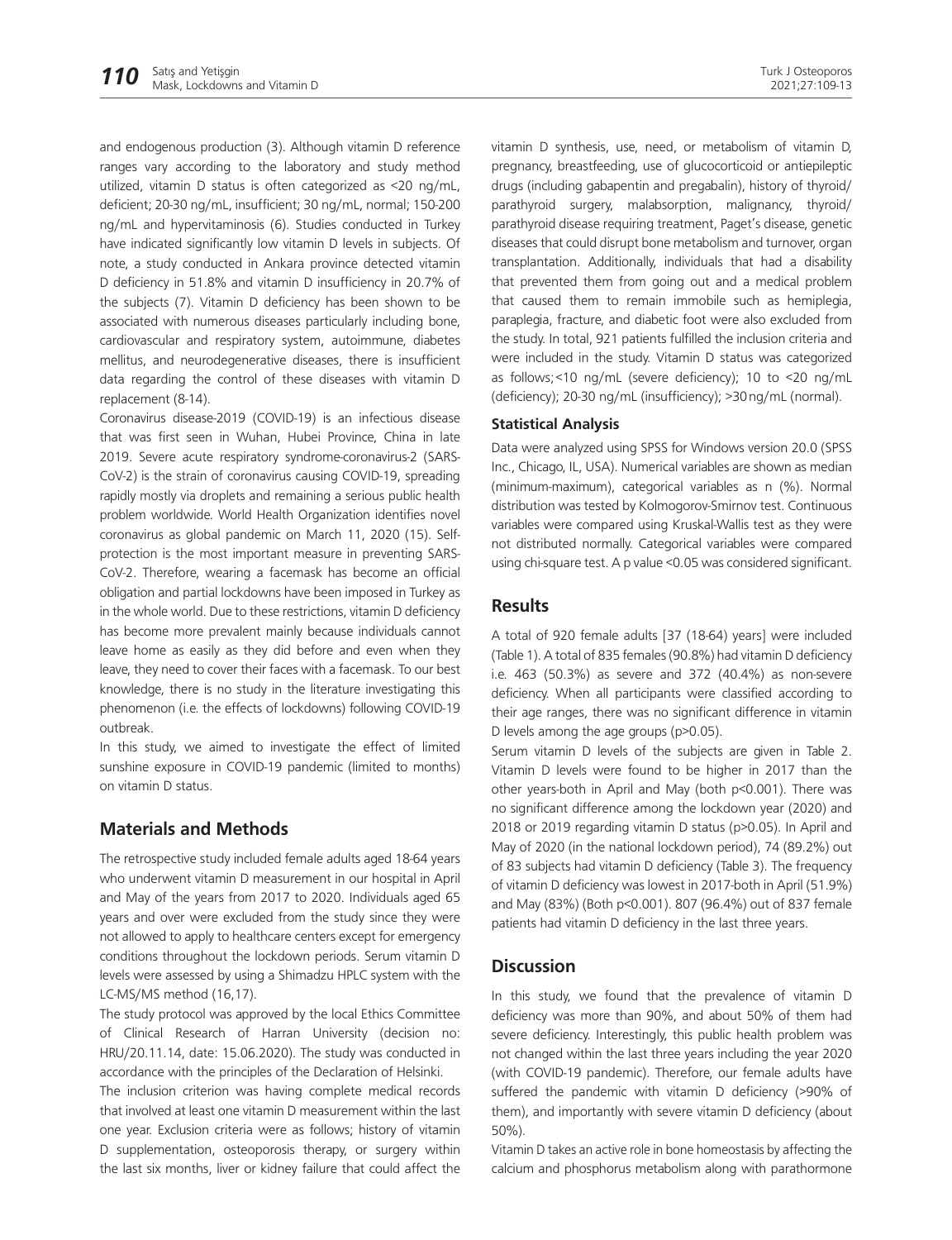and endogenous production (3). Although vitamin D reference ranges vary according to the laboratory and study method utilized, vitamin D status is often categorized as <20 ng/mL, deficient; 20-30 ng/mL, insufficient; 30 ng/mL, normal; 150-200 ng/mL and hypervitaminosis (6). Studies conducted in Turkey have indicated significantly low vitamin D levels in subjects. Of note, a study conducted in Ankara province detected vitamin D deficiency in 51.8% and vitamin D insufficiency in 20.7% of the subjects (7). Vitamin D deficiency has been shown to be associated with numerous diseases particularly including bone, cardiovascular and respiratory system, autoimmune, diabetes mellitus, and neurodegenerative diseases, there is insufficient data regarding the control of these diseases with vitamin D replacement (8-14).

Coronavirus disease-2019 (COVID-19) is an infectious disease that was first seen in Wuhan, Hubei Province, China in late 2019. Severe acute respiratory syndrome-coronavirus-2 (SARS-CoV-2) is the strain of coronavirus causing COVID-19, spreading rapidly mostly via droplets and remaining a serious public health problem worldwide. World Health Organization identifies novel coronavirus as global pandemic on March 11, 2020 (15). Self-protection is the most important measure in preventing SARS-CoV-2. Therefore, wearing a facemask has become an official obligation and partial lockdowns have been imposed in Turkey as in the whole world. Due to these restrictions, vitamin D deficiency has become more prevalent mainly because individuals cannot leave home as easily as they did before and even when they leave, they need to cover their faces with a facemask. To our best knowledge, there is no study in the literature investigating this phenomenon (i.e. the effects of lockdowns) following COVID-19 outbreak.

In this study, we aimed to investigate the effect of limited sunshine exposure in COVID-19 pandemic (limited to months) on vitamin D status.

## Materials and Methods

The retrospective study included female adults aged 18-64 years who underwent vitamin D measurement in our hospital in April and May of the years from 2017 to 2020. Individuals aged 65 years and over were excluded from the study since they were not allowed to apply to healthcare centers except for emergency conditions throughout the lockdown periods. Serum vitamin D levels were assessed by using a Shimadzu HPLC system with the LC-MS/MS method (16,17).

The study protocol was approved by the local Ethics Committee of Clinical Research of Harran University (decision no: HRU/20.11.14, date: 15.06.2020). The study was conducted in accordance with the principles of the Declaration of Helsinki.

The inclusion criterion was having complete medical records that involved at least one vitamin D measurement within the last one year. Exclusion criteria were as follows; history of vitamin D supplementation, osteoporosis therapy, or surgery within the last six months, liver or kidney failure that could affect the vitamin D synthesis, use, need, or metabolism of vitamin D, pregnancy, breastfeeding, use of glucocorticoid or antiepileptic drugs (including gabapentin and pregabalin), history of thyroid/parathyroid surgery, malabsorption, malignancy, thyroid/parathyroid disease requiring treatment, Paget's disease, genetic diseases that could disrupt bone metabolism and turnover, organ transplantation. Additionally, individuals that had a disability that prevented them from going out and a medical problem that caused them to remain immobile such as hemiplegia, paraplegia, fracture, and diabetic foot were also excluded from the study. In total, 921 patients fulfilled the inclusion criteria and were included in the study. Vitamin D status was categorized as follows; <10 ng/mL (severe deficiency); 10 to <20 ng/mL (deficiency); 20-30 ng/mL (insufficiency); >30 ng/mL (normal).

### Statistical Analysis

Data were analyzed using SPSS for Windows version 20.0 (SPSS Inc., Chicago, IL, USA). Numerical variables are shown as median (minimum-maximum), categorical variables as n (%). Normal distribution was tested by Kolmogorov-Smirnov test. Continuous variables were compared using Kruskal-Wallis test as they were not distributed normally. Categorical variables were compared using chi-square test. A p value <0.05 was considered significant.

## Results

A total of 920 female adults [37 (18-64) years] were included (Table 1). A total of 835 females (90.8%) had vitamin D deficiency i.e. 463 (50.3%) as severe and 372 (40.4%) as non-severe deficiency. When all participants were classified according to their age ranges, there was no significant difference in vitamin D levels among the age groups (p>0.05).

Serum vitamin D levels of the subjects are given in Table 2. Vitamin D levels were found to be higher in 2017 than the other years-both in April and May (both p<0.001). There was no significant difference among the lockdown year (2020) and 2018 or 2019 regarding vitamin D status (p>0.05). In April and May of 2020 (in the national lockdown period), 74 (89.2%) out of 83 subjects had vitamin D deficiency (Table 3). The frequency of vitamin D deficiency was lowest in 2017-both in April (51.9%) and May (83%) (Both p<0.001). 807 (96.4%) out of 837 female patients had vitamin D deficiency in the last three years.

## Discussion

In this study, we found that the prevalence of vitamin D deficiency was more than 90%, and about 50% of them had severe deficiency. Interestingly, this public health problem was not changed within the last three years including the year 2020 (with COVID-19 pandemic). Therefore, our female adults have suffered the pandemic with vitamin D deficiency (>90% of them), and importantly with severe vitamin D deficiency (about 50%).

Vitamin D takes an active role in bone homeostasis by affecting the calcium and phosphorus metabolism along with parathormone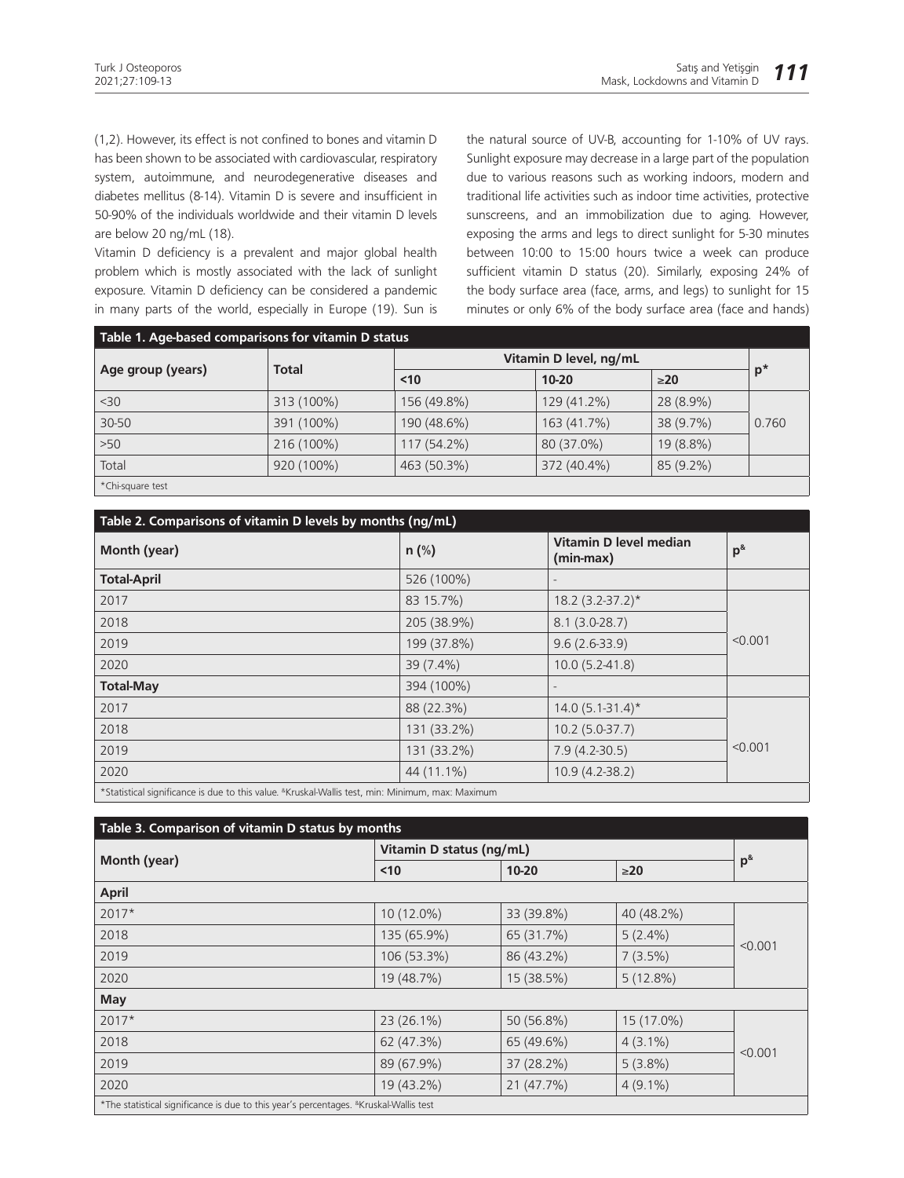(1,2). However, its effect is not confined to bones and vitamin D has been shown to be associated with cardiovascular, respiratory system, autoimmune, and neurodegenerative diseases and diabetes mellitus (8-14). Vitamin D is severe and insufficient in 50-90% of the individuals worldwide and their vitamin D levels are below 20 ng/mL (18).

Vitamin D deficiency is a prevalent and major global health problem which is mostly associated with the lack of sunlight exposure. Vitamin D deficiency can be considered a pandemic in many parts of the world, especially in Europe (19). Sun is the natural source of UV-B, accounting for 1-10% of UV rays. Sunlight exposure may decrease in a large part of the population due to various reasons such as working indoors, modern and traditional life activities such as indoor time activities, protective sunscreens, and an immobilization due to aging. However, exposing the arms and legs to direct sunlight for 5-30 minutes between 10:00 to 15:00 hours twice a week can produce sufficient vitamin D status (20). Similarly, exposing 24% of the body surface area (face, arms, and legs) to sunlight for 15 minutes or only 6% of the body surface area (face and hands)

**Table 1. Age-based comparisons for vitamin D status**

| Age group (years) | Total | Vitamin D level, ng/mL | | | p* |
|---|---|---|---|---|---|
| | | <10 | 10-20 | ≥20 | |
| <30 | 313 (100%) | 156 (49.8%) | 129 (41.2%) | 28 (8.9%) | 0.760 |
| 30-50 | 391 (100%) | 190 (48.6%) | 163 (41.7%) | 38 (9.7%) | |
| >50 | 216 (100%) | 117 (54.2%) | 80 (37.0%) | 19 (8.8%) | |
| Total | 920 (100%) | 463 (50.3%) | 372 (40.4%) | 85 (9.2%) | |

*Chi-square test

**Table 2. Comparisons of vitamin D levels by months (ng/mL)**

| Month (year) | n (%) | Vitamin D level median (min-max) | p& |
|---|---|---|---|
| **Total-April** | 526 (100%) | - | |
| 2017 | 83 15.7%) | 18.2 (3.2-37.2)* | <0.001 |
| 2018 | 205 (38.9%) | 8.1 (3.0-28.7) | |
| 2019 | 199 (37.8%) | 9.6 (2.6-33.9) | |
| 2020 | 39 (7.4%) | 10.0 (5.2-41.8) | |
| **Total-May** | 394 (100%) | - | |
| 2017 | 88 (22.3%) | 14.0 (5.1-31.4)* | <0.001 |
| 2018 | 131 (33.2%) | 10.2 (5.0-37.7) | |
| 2019 | 131 (33.2%) | 7.9 (4.2-30.5) | |
| 2020 | 44 (11.1%) | 10.9 (4.2-38.2) | |

*Statistical significance is due to this value. &Kruskal-Wallis test, min: Minimum, max: Maximum

**Table 3. Comparison of vitamin D status by months**

| Month (year) | Vitamin D status (ng/mL) | | | p& |
|---|---|---|---|---|
| | <10 | 10-20 | ≥20 | |
| **April** | | | | |
| 2017* | 10 (12.0%) | 33 (39.8%) | 40 (48.2%) | <0.001 |
| 2018 | 135 (65.9%) | 65 (31.7%) | 5 (2.4%) | |
| 2019 | 106 (53.3%) | 86 (43.2%) | 7 (3.5%) | |
| 2020 | 19 (48.7%) | 15 (38.5%) | 5 (12.8%) | |
| **May** | | | | |
| 2017* | 23 (26.1%) | 50 (56.8%) | 15 (17.0%) | <0.001 |
| 2018 | 62 (47.3%) | 65 (49.6%) | 4 (3.1%) | |
| 2019 | 89 (67.9%) | 37 (28.2%) | 5 (3.8%) | |
| 2020 | 19 (43.2%) | 21 (47.7%) | 4 (9.1%) | |

*The statistical significance is due to this year's percentages. &Kruskal-Wallis test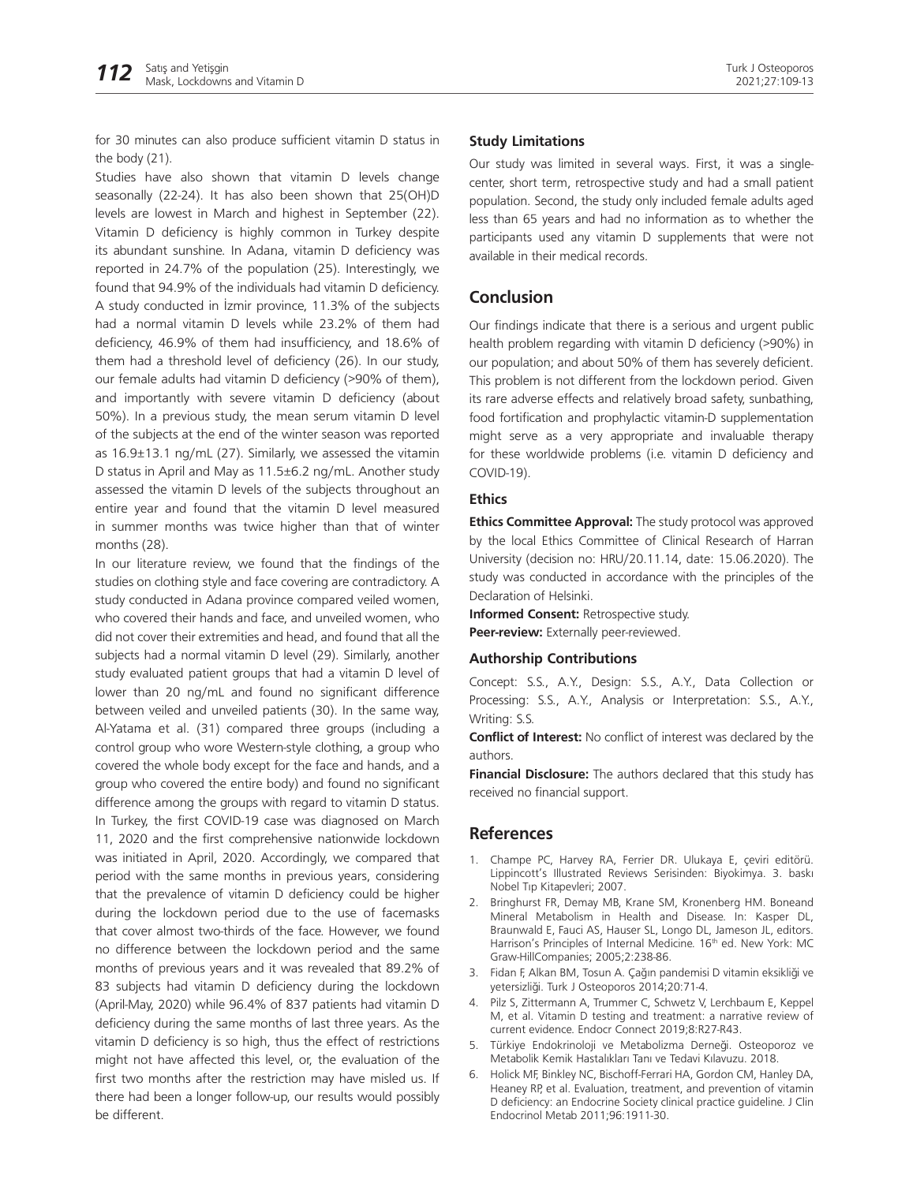for 30 minutes can also produce sufficient vitamin D status in the body (21).

Studies have also shown that vitamin D levels change seasonally (22-24). It has also been shown that 25(OH)D levels are lowest in March and highest in September (22). Vitamin D deficiency is highly common in Turkey despite its abundant sunshine. In Adana, vitamin D deficiency was reported in 24.7% of the population (25). Interestingly, we found that 94.9% of the individuals had vitamin D deficiency. A study conducted in İzmir province, 11.3% of the subjects had a normal vitamin D levels while 23.2% of them had deficiency, 46.9% of them had insufficiency, and 18.6% of them had a threshold level of deficiency (26). In our study, our female adults had vitamin D deficiency (>90% of them), and importantly with severe vitamin D deficiency (about 50%). In a previous study, the mean serum vitamin D level of the subjects at the end of the winter season was reported as 16.9±13.1 ng/mL (27). Similarly, we assessed the vitamin D status in April and May as 11.5±6.2 ng/mL. Another study assessed the vitamin D levels of the subjects throughout an entire year and found that the vitamin D level measured in summer months was twice higher than that of winter months (28).

In our literature review, we found that the findings of the studies on clothing style and face covering are contradictory. A study conducted in Adana province compared veiled women, who covered their hands and face, and unveiled women, who did not cover their extremities and head, and found that all the subjects had a normal vitamin D level (29). Similarly, another study evaluated patient groups that had a vitamin D level of lower than 20 ng/mL and found no significant difference between veiled and unveiled patients (30). In the same way, Al-Yatama et al. (31) compared three groups (including a control group who wore Western-style clothing, a group who covered the whole body except for the face and hands, and a group who covered the entire body) and found no significant difference among the groups with regard to vitamin D status. In Turkey, the first COVID-19 case was diagnosed on March 11, 2020 and the first comprehensive nationwide lockdown was initiated in April, 2020. Accordingly, we compared that period with the same months in previous years, considering that the prevalence of vitamin D deficiency could be higher during the lockdown period due to the use of facemasks that cover almost two-thirds of the face. However, we found no difference between the lockdown period and the same months of previous years and it was revealed that 89.2% of 83 subjects had vitamin D deficiency during the lockdown (April-May, 2020) while 96.4% of 837 patients had vitamin D deficiency during the same months of last three years. As the vitamin D deficiency is so high, thus the effect of restrictions might not have affected this level, or, the evaluation of the first two months after the restriction may have misled us. If there had been a longer follow-up, our results would possibly be different.

### Study Limitations

Our study was limited in several ways. First, it was a single-center, short term, retrospective study and had a small patient population. Second, the study only included female adults aged less than 65 years and had no information as to whether the participants used any vitamin D supplements that were not available in their medical records.

## Conclusion

Our findings indicate that there is a serious and urgent public health problem regarding with vitamin D deficiency (>90%) in our population; and about 50% of them has severely deficient. This problem is not different from the lockdown period. Given its rare adverse effects and relatively broad safety, sunbathing, food fortification and prophylactic vitamin-D supplementation might serve as a very appropriate and invaluable therapy for these worldwide problems (i.e. vitamin D deficiency and COVID-19).

### Ethics

**Ethics Committee Approval:** The study protocol was approved by the local Ethics Committee of Clinical Research of Harran University (decision no: HRU/20.11.14, date: 15.06.2020). The study was conducted in accordance with the principles of the Declaration of Helsinki.

**Informed Consent:** Retrospective study.

**Peer-review:** Externally peer-reviewed.

### Authorship Contributions

Concept: S.S., A.Y., Design: S.S., A.Y., Data Collection or Processing: S.S., A.Y., Analysis or Interpretation: S.S., A.Y., Writing: S.S.

**Conflict of Interest:** No conflict of interest was declared by the authors.

**Financial Disclosure:** The authors declared that this study has received no financial support.

## References

1. Champe PC, Harvey RA, Ferrier DR. Ulukaya E, çeviri editörü. Lippincott's Illustrated Reviews Serisinden: Biyokimya. 3. baskı Nobel Tıp Kitapevleri; 2007.
2. Bringhurst FR, Demay MB, Krane SM, Kronenberg HM. Boneand Mineral Metabolism in Health and Disease. In: Kasper DL, Braunwald E, Fauci AS, Hauser SL, Longo DL, Jameson JL, editors. Harrison's Principles of Internal Medicine. 16th ed. New York: MC Graw-HillCompanies; 2005;2:238-86.
3. Fidan F, Alkan BM, Tosun A. Çağın pandemisi D vitamin eksikliği ve yetersizliği. Turk J Osteoporos 2014;20:71-4.
4. Pilz S, Zittermann A, Trummer C, Schwetz V, Lerchbaum E, Keppel M, et al. Vitamin D testing and treatment: a narrative review of current evidence. Endocr Connect 2019;8:R27-R43.
5. Türkiye Endokrinoloji ve Metabolizma Derneği. Osteoporoz ve Metabolik Kemik Hastalıkları Tanı ve Tedavi Kılavuzu. 2018.
6. Holick MF, Binkley NC, Bischoff-Ferrari HA, Gordon CM, Hanley DA, Heaney RP, et al. Evaluation, treatment, and prevention of vitamin D deficiency: an Endocrine Society clinical practice guideline. J Clin Endocrinol Metab 2011;96:1911-30.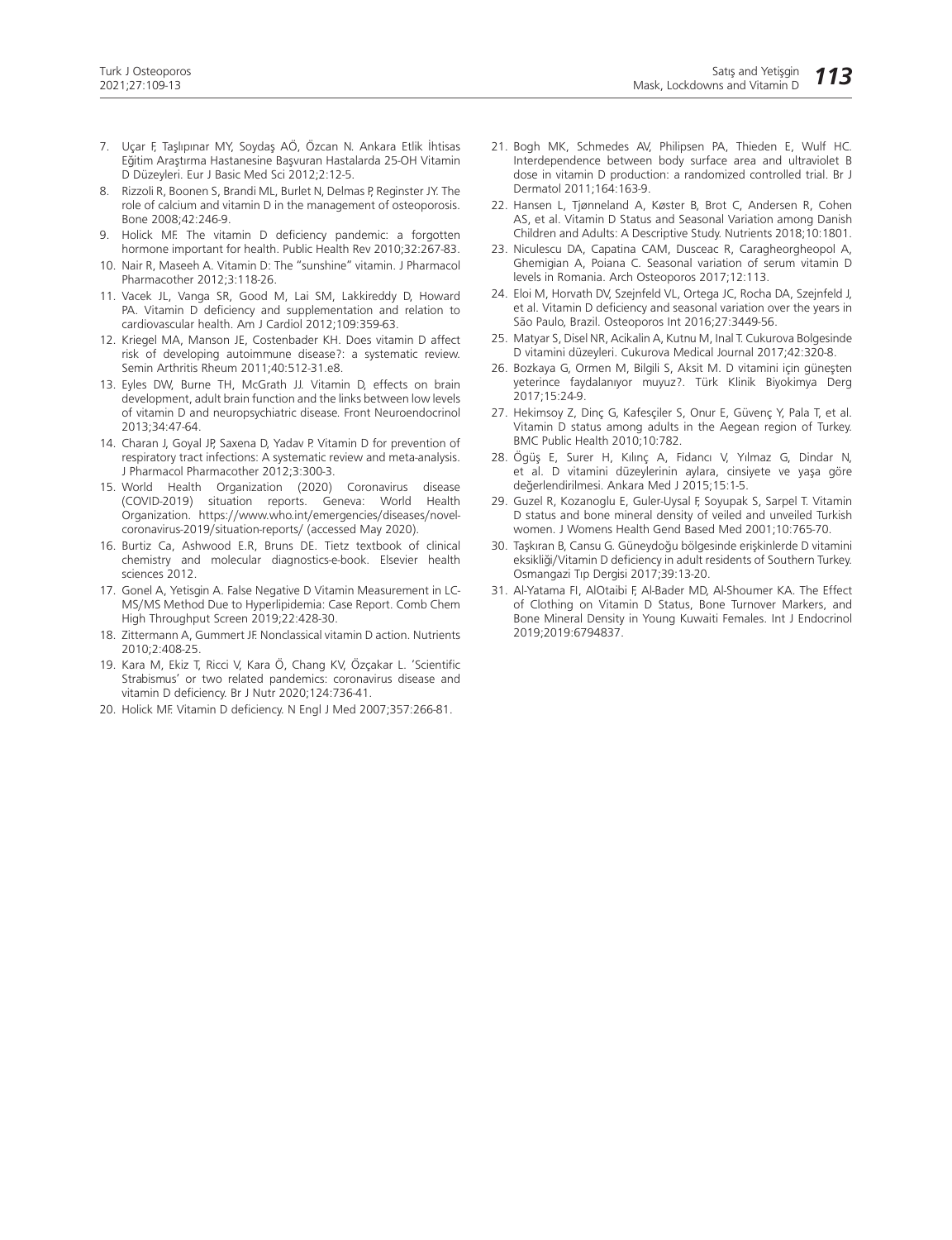7. Uçar F, Taşlıpınar MY, Soydaş AÖ, Özcan N. Ankara Etlik İhtisas Eğitim Araştırma Hastanesine Başvuran Hastalarda 25-OH Vitamin D Düzeyleri. Eur J Basic Med Sci 2012;2:12-5.
8. Rizzoli R, Boonen S, Brandi ML, Burlet N, Delmas P, Reginster JY. The role of calcium and vitamin D in the management of osteoporosis. Bone 2008;42:246-9.
9. Holick MF. The vitamin D deficiency pandemic: a forgotten hormone important for health. Public Health Rev 2010;32:267-83.
10. Nair R, Maseeh A. Vitamin D: The "sunshine" vitamin. J Pharmacol Pharmacother 2012;3:118-26.
11. Vacek JL, Vanga SR, Good M, Lai SM, Lakkireddy D, Howard PA. Vitamin D deficiency and supplementation and relation to cardiovascular health. Am J Cardiol 2012;109:359-63.
12. Kriegel MA, Manson JE, Costenbader KH. Does vitamin D affect risk of developing autoimmune disease?: a systematic review. Semin Arthritis Rheum 2011;40:512-31.e8.
13. Eyles DW, Burne TH, McGrath JJ. Vitamin D, effects on brain development, adult brain function and the links between low levels of vitamin D and neuropsychiatric disease. Front Neuroendocrinol 2013;34:47-64.
14. Charan J, Goyal JP, Saxena D, Yadav P. Vitamin D for prevention of respiratory tract infections: A systematic review and meta-analysis. J Pharmacol Pharmacother 2012;3:300-3.
15. World Health Organization (2020) Coronavirus disease (COVID-2019) situation reports. Geneva: World Health Organization. https://www.who.int/emergencies/diseases/novel-coronavirus-2019/situation-reports/ (accessed May 2020).
16. Burtiz Ca, Ashwood E.R, Bruns DE. Tietz textbook of clinical chemistry and molecular diagnostics-e-book. Elsevier health sciences 2012.
17. Gonel A, Yetisgin A. False Negative D Vitamin Measurement in LC-MS/MS Method Due to Hyperlipidemia: Case Report. Comb Chem High Throughput Screen 2019;22:428-30.
18. Zittermann A, Gummert JF. Nonclassical vitamin D action. Nutrients 2010;2:408-25.
19. Kara M, Ekiz T, Ricci V, Kara Ö, Chang KV, Özçakar L. 'Scientific Strabismus' or two related pandemics: coronavirus disease and vitamin D deficiency. Br J Nutr 2020;124:736-41.
20. Holick MF. Vitamin D deficiency. N Engl J Med 2007;357:266-81.
21. Bogh MK, Schmedes AV, Philipsen PA, Thieden E, Wulf HC. Interdependence between body surface area and ultraviolet B dose in vitamin D production: a randomized controlled trial. Br J Dermatol 2011;164:163-9.
22. Hansen L, Tjønneland A, Køster B, Brot C, Andersen R, Cohen AS, et al. Vitamin D Status and Seasonal Variation among Danish Children and Adults: A Descriptive Study. Nutrients 2018;10:1801.
23. Niculescu DA, Capatina CAM, Dusceac R, Caragheorgheopol A, Ghemigian A, Poiana C. Seasonal variation of serum vitamin D levels in Romania. Arch Osteoporos 2017;12:113.
24. Eloi M, Horvath DV, Szejnfeld VL, Ortega JC, Rocha DA, Szejnfeld J, et al. Vitamin D deficiency and seasonal variation over the years in São Paulo, Brazil. Osteoporos Int 2016;27:3449-56.
25. Matyar S, Disel NR, Acikalin A, Kutnu M, Inal T. Cukurova Bolgesinde D vitamini düzeyleri. Cukurova Medical Journal 2017;42:320-8.
26. Bozkaya G, Ormen M, Bilgili S, Aksit M. D vitamini için güneşten yeterince faydalanıyor muyuz?. Türk Klinik Biyokimya Derg 2017;15:24-9.
27. Hekimsoy Z, Dinç G, Kafesçiler S, Onur E, Güvenç Y, Pala T, et al. Vitamin D status among adults in the Aegean region of Turkey. BMC Public Health 2010;10:782.
28. Ögüş E, Surer H, Kılınç A, Fidancı V, Yılmaz G, Dindar N, et al. D vitamini düzeylerinin aylara, cinsiyete ve yaşa göre değerlendirilmesi. Ankara Med J 2015;15:1-5.
29. Guzel R, Kozanoglu E, Guler-Uysal F, Soyupak S, Sarpel T. Vitamin D status and bone mineral density of veiled and unveiled Turkish women. J Womens Health Gend Based Med 2001;10:765-70.
30. Taşkıran B, Cansu G. Güneydoğu bölgesinde erişkinlerde D vitamini eksikliği/Vitamin D deficiency in adult residents of Southern Turkey. Osmangazi Tıp Dergisi 2017;39:13-20.
31. Al-Yatama FI, AlOtaibi F, Al-Bader MD, Al-Shoumer KA. The Effect of Clothing on Vitamin D Status, Bone Turnover Markers, and Bone Mineral Density in Young Kuwaiti Females. Int J Endocrinol 2019;2019:6794837.